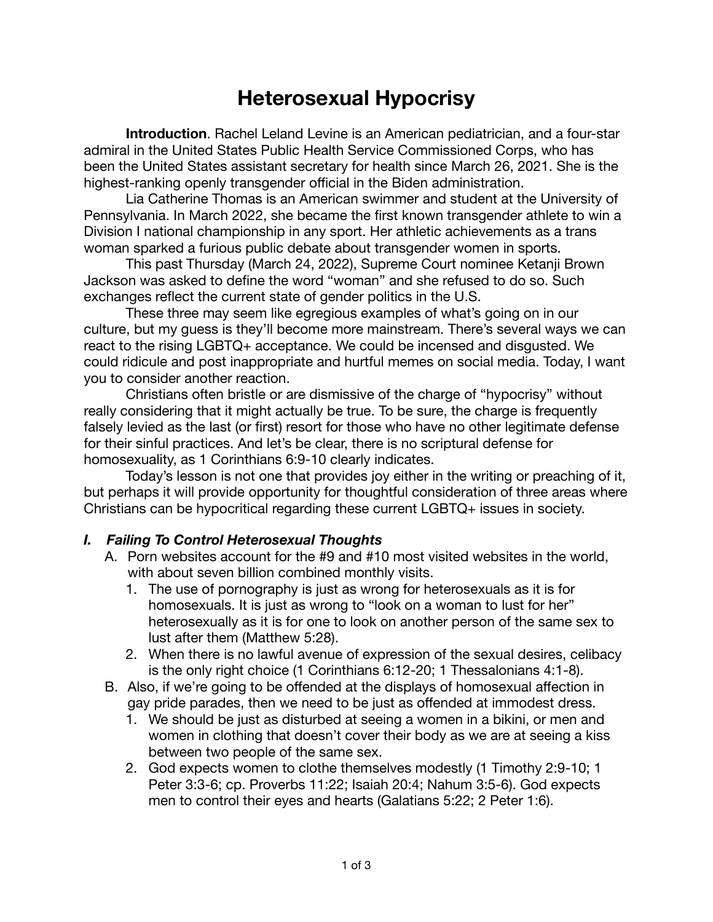# Heterosexual Hypocrisy

**Introduction**. Rachel Leland Levine is an American pediatrician, and a four-star admiral in the United States Public Health Service Commissioned Corps, who has been the United States assistant secretary for health since March 26, 2021. She is the highest-ranking openly transgender official in the Biden administration.

Lia Catherine Thomas is an American swimmer and student at the University of Pennsylvania. In March 2022, she became the first known transgender athlete to win a Division I national championship in any sport. Her athletic achievements as a trans woman sparked a furious public debate about transgender women in sports.

This past Thursday (March 24, 2022), Supreme Court nominee Ketanji Brown Jackson was asked to define the word "woman" and she refused to do so. Such exchanges reflect the current state of gender politics in the U.S.

These three may seem like egregious examples of what's going on in our culture, but my guess is they'll become more mainstream. There's several ways we can react to the rising LGBTQ+ acceptance. We could be incensed and disgusted. We could ridicule and post inappropriate and hurtful memes on social media. Today, I want you to consider another reaction.

Christians often bristle or are dismissive of the charge of "hypocrisy" without really considering that it might actually be true. To be sure, the charge is frequently falsely levied as the last (or first) resort for those who have no other legitimate defense for their sinful practices. And let's be clear, there is no scriptural defense for homosexuality, as 1 Corinthians 6:9-10 clearly indicates.

Today's lesson is not one that provides joy either in the writing or preaching of it, but perhaps it will provide opportunity for thoughtful consideration of three areas where Christians can be hypocritical regarding these current LGBTQ+ issues in society.

### *I. Failing To Control Heterosexual Thoughts*

A. Porn websites account for the #9 and #10 most visited websites in the world, with about seven billion combined monthly visits.
   1. The use of pornography is just as wrong for heterosexuals as it is for homosexuals. It is just as wrong to "look on a woman to lust for her" heterosexually as it is for one to look on another person of the same sex to lust after them (Matthew 5:28).
   2. When there is no lawful avenue of expression of the sexual desires, celibacy is the only right choice (1 Corinthians 6:12-20; 1 Thessalonians 4:1-8).

B. Also, if we're going to be offended at the displays of homosexual affection in gay pride parades, then we need to be just as offended at immodest dress.
   1. We should be just as disturbed at seeing a women in a bikini, or men and women in clothing that doesn't cover their body as we are at seeing a kiss between two people of the same sex.
   2. God expects women to clothe themselves modestly (1 Timothy 2:9-10; 1 Peter 3:3-6; cp. Proverbs 11:22; Isaiah 20:4; Nahum 3:5-6). God expects men to control their eyes and hearts (Galatians 5:22; 2 Peter 1:6).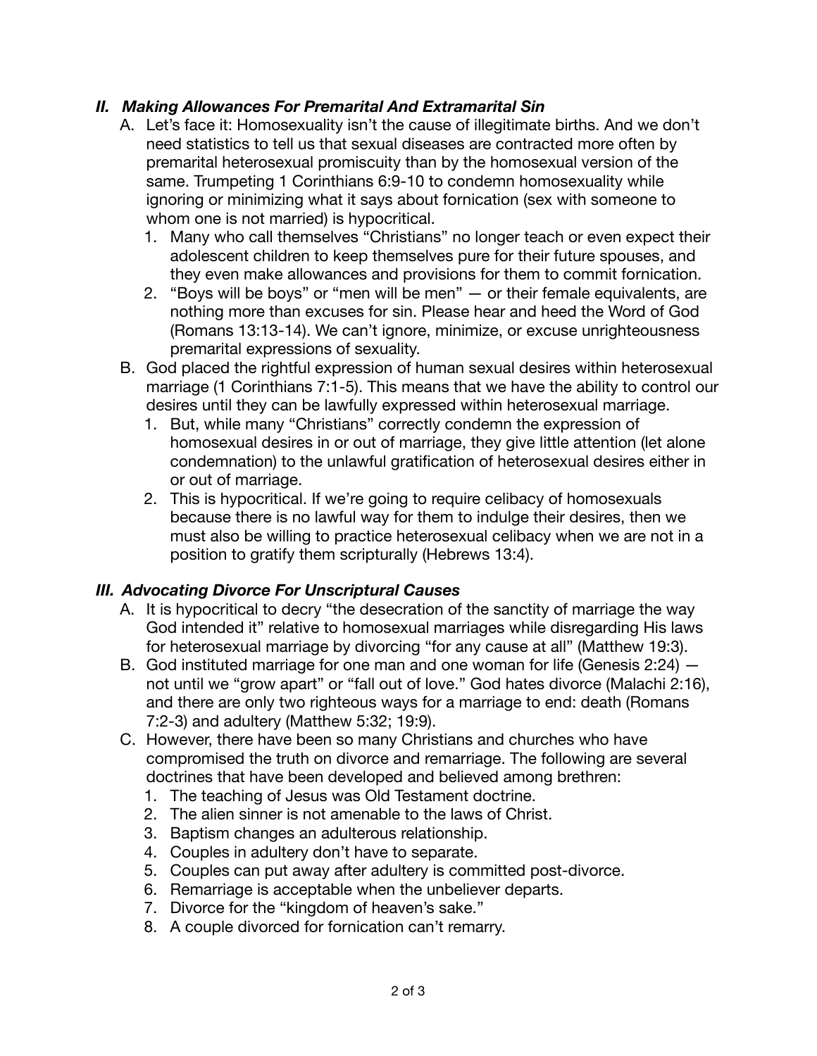## *II. Making Allowances For Premarital And Extramarital Sin*

A. Let's face it: Homosexuality isn't the cause of illegitimate births. And we don't need statistics to tell us that sexual diseases are contracted more often by premarital heterosexual promiscuity than by the homosexual version of the same. Trumpeting 1 Corinthians 6:9-10 to condemn homosexuality while ignoring or minimizing what it says about fornication (sex with someone to whom one is not married) is hypocritical.

   1. Many who call themselves "Christians" no longer teach or even expect their adolescent children to keep themselves pure for their future spouses, and they even make allowances and provisions for them to commit fornication.
   2. "Boys will be boys" or "men will be men" — or their female equivalents, are nothing more than excuses for sin. Please hear and heed the Word of God (Romans 13:13-14). We can't ignore, minimize, or excuse unrighteousness premarital expressions of sexuality.

B. God placed the rightful expression of human sexual desires within heterosexual marriage (1 Corinthians 7:1-5). This means that we have the ability to control our desires until they can be lawfully expressed within heterosexual marriage.

   1. But, while many "Christians" correctly condemn the expression of homosexual desires in or out of marriage, they give little attention (let alone condemnation) to the unlawful gratification of heterosexual desires either in or out of marriage.
   2. This is hypocritical. If we're going to require celibacy of homosexuals because there is no lawful way for them to indulge their desires, then we must also be willing to practice heterosexual celibacy when we are not in a position to gratify them scripturally (Hebrews 13:4).

## *III. Advocating Divorce For Unscriptural Causes*

A. It is hypocritical to decry "the desecration of the sanctity of marriage the way God intended it" relative to homosexual marriages while disregarding His laws for heterosexual marriage by divorcing "for any cause at all" (Matthew 19:3).

B. God instituted marriage for one man and one woman for life (Genesis 2:24) — not until we "grow apart" or "fall out of love." God hates divorce (Malachi 2:16), and there are only two righteous ways for a marriage to end: death (Romans 7:2-3) and adultery (Matthew 5:32; 19:9).

C. However, there have been so many Christians and churches who have compromised the truth on divorce and remarriage. The following are several doctrines that have been developed and believed among brethren:

   1. The teaching of Jesus was Old Testament doctrine.
   2. The alien sinner is not amenable to the laws of Christ.
   3. Baptism changes an adulterous relationship.
   4. Couples in adultery don't have to separate.
   5. Couples can put away after adultery is committed post-divorce.
   6. Remarriage is acceptable when the unbeliever departs.
   7. Divorce for the "kingdom of heaven's sake."
   8. A couple divorced for fornication can't remarry.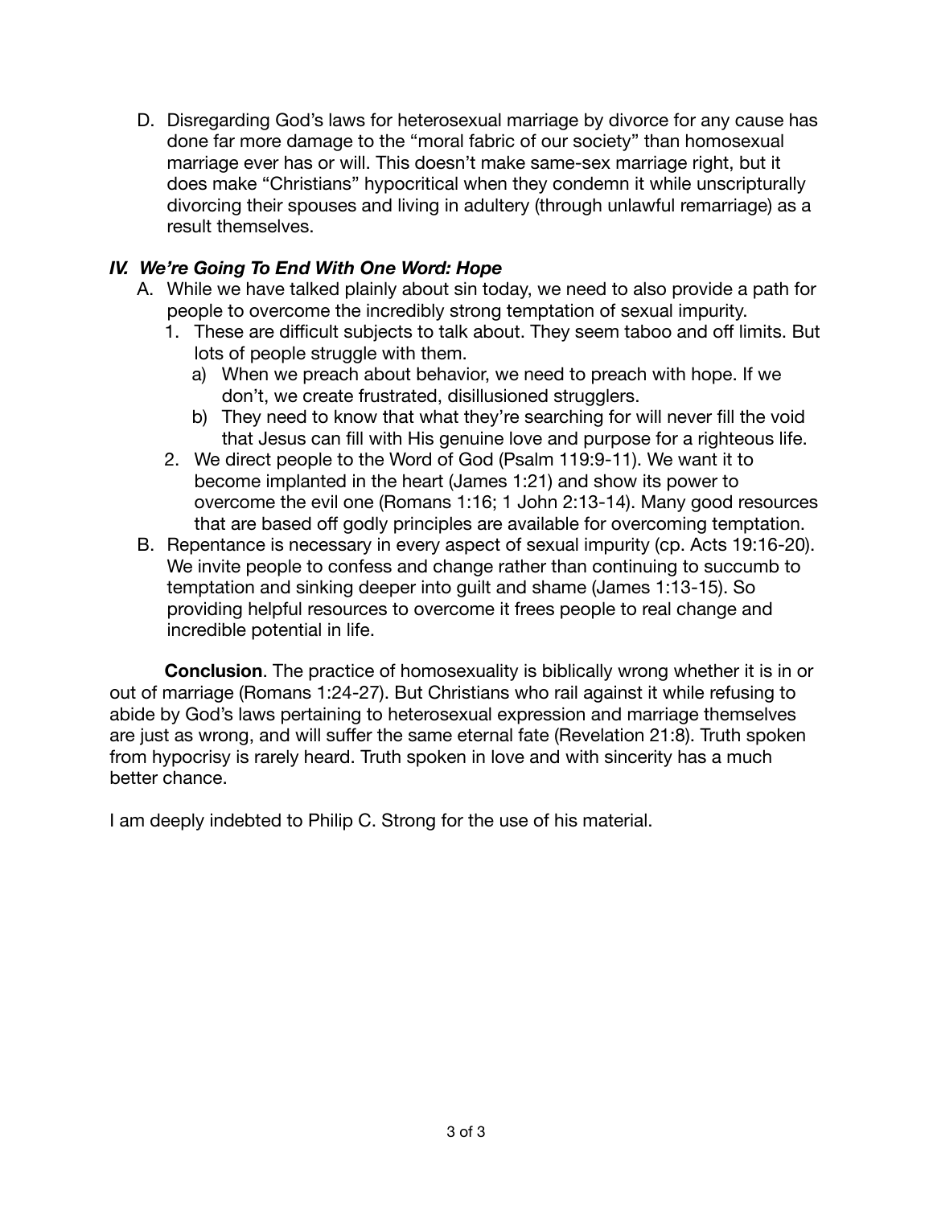D. Disregarding God's laws for heterosexual marriage by divorce for any cause has done far more damage to the "moral fabric of our society" than homosexual marriage ever has or will. This doesn't make same-sex marriage right, but it does make "Christians" hypocritical when they condemn it while unscripturally divorcing their spouses and living in adultery (through unlawful remarriage) as a result themselves.

### *IV. We're Going To End With One Word: Hope*

A. While we have talked plainly about sin today, we need to also provide a path for people to overcome the incredibly strong temptation of sexual impurity.
   1. These are difficult subjects to talk about. They seem taboo and off limits. But lots of people struggle with them.
      a) When we preach about behavior, we need to preach with hope. If we don't, we create frustrated, disillusioned strugglers.
      b) They need to know that what they're searching for will never fill the void that Jesus can fill with His genuine love and purpose for a righteous life.
   2. We direct people to the Word of God (Psalm 119:9-11). We want it to become implanted in the heart (James 1:21) and show its power to overcome the evil one (Romans 1:16; 1 John 2:13-14). Many good resources that are based off godly principles are available for overcoming temptation.

B. Repentance is necessary in every aspect of sexual impurity (cp. Acts 19:16-20). We invite people to confess and change rather than continuing to succumb to temptation and sinking deeper into guilt and shame (James 1:13-15). So providing helpful resources to overcome it frees people to real change and incredible potential in life.

**Conclusion**. The practice of homosexuality is biblically wrong whether it is in or out of marriage (Romans 1:24-27). But Christians who rail against it while refusing to abide by God's laws pertaining to heterosexual expression and marriage themselves are just as wrong, and will suffer the same eternal fate (Revelation 21:8). Truth spoken from hypocrisy is rarely heard. Truth spoken in love and with sincerity has a much better chance.

I am deeply indebted to Philip C. Strong for the use of his material.